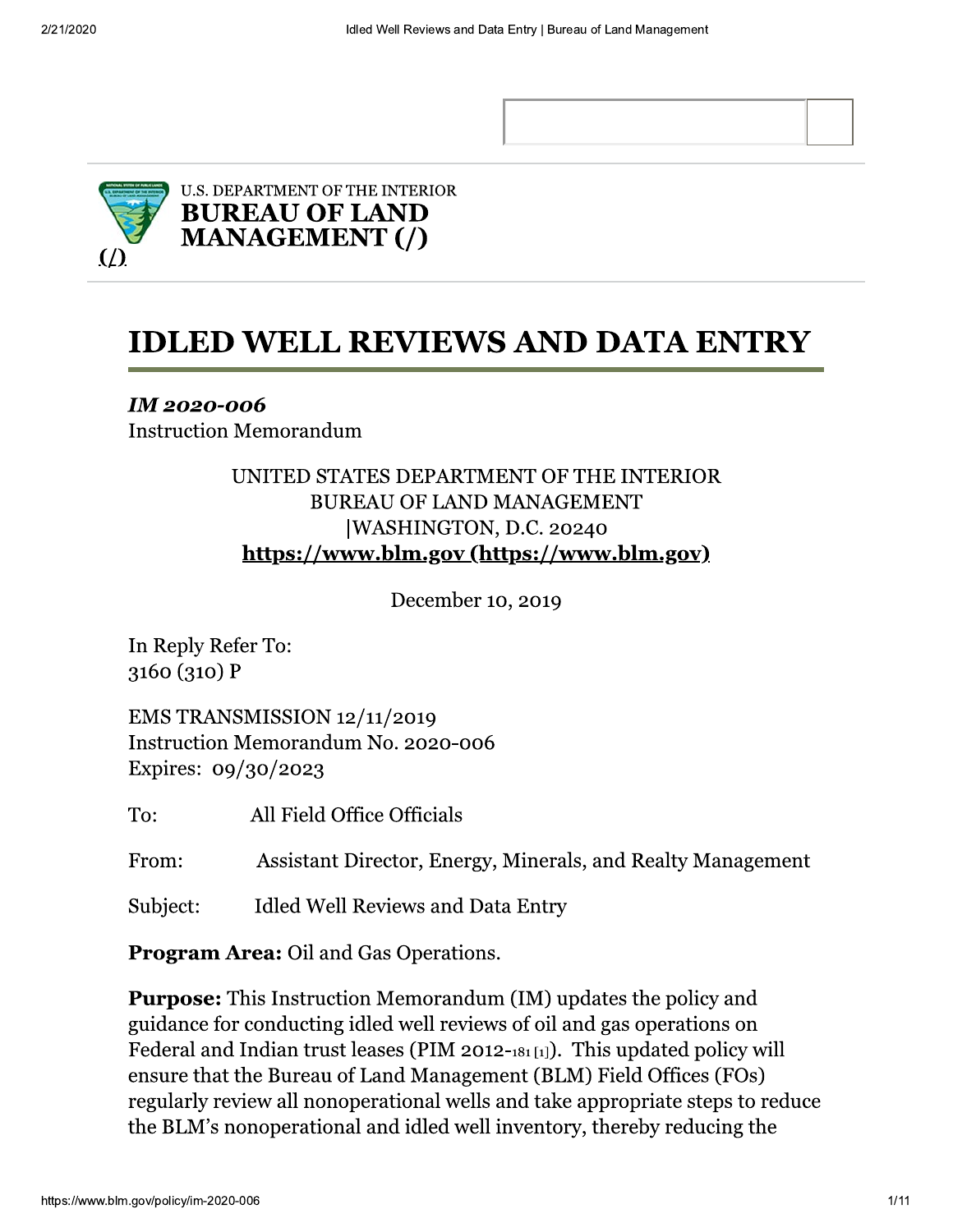U.S. DEPARTMENT OF THE INTERIOR
**BUREAU OF LAND MANAGEMENT (/)**

# IDLED WELL REVIEWS AND DATA ENTRY

*IM 2020-006*
Instruction Memorandum

UNITED STATES DEPARTMENT OF THE INTERIOR
BUREAU OF LAND MANAGEMENT
|WASHINGTON, D.C. 20240
**https://www.blm.gov (https://www.blm.gov)**

December 10, 2019

In Reply Refer To:
3160 (310) P

EMS TRANSMISSION 12/11/2019
Instruction Memorandum No. 2020-006
Expires: 09/30/2023

To: All Field Office Officials

From: Assistant Director, Energy, Minerals, and Realty Management

Subject: Idled Well Reviews and Data Entry

**Program Area:** Oil and Gas Operations.

**Purpose:** This Instruction Memorandum (IM) updates the policy and guidance for conducting idled well reviews of oil and gas operations on Federal and Indian trust leases (PIM 2012-181 [1]). This updated policy will ensure that the Bureau of Land Management (BLM) Field Offices (FOs) regularly review all nonoperational wells and take appropriate steps to reduce the BLM's nonoperational and idled well inventory, thereby reducing the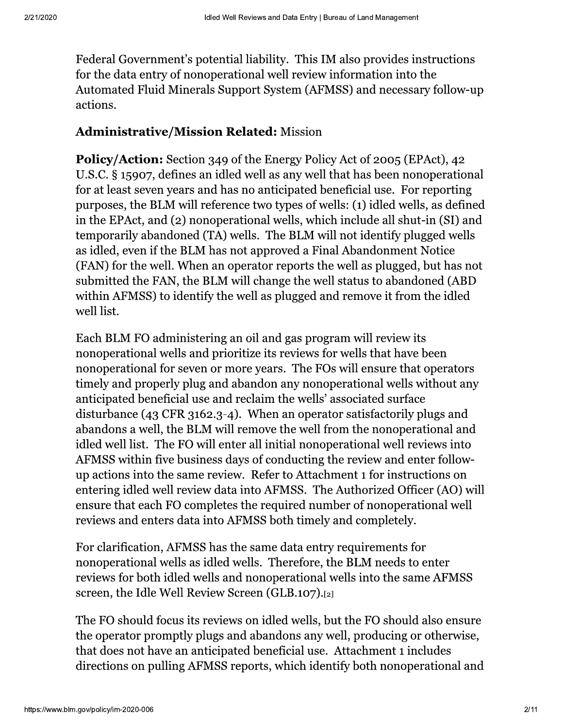Federal Government's potential liability. This IM also provides instructions for the data entry of nonoperational well review information into the Automated Fluid Minerals Support System (AFMSS) and necessary follow-up actions.

**Administrative/Mission Related:** Mission

**Policy/Action:** Section 349 of the Energy Policy Act of 2005 (EPAct), 42 U.S.C. § 15907, defines an idled well as any well that has been nonoperational for at least seven years and has no anticipated beneficial use. For reporting purposes, the BLM will reference two types of wells: (1) idled wells, as defined in the EPAct, and (2) nonoperational wells, which include all shut-in (SI) and temporarily abandoned (TA) wells. The BLM will not identify plugged wells as idled, even if the BLM has not approved a Final Abandonment Notice (FAN) for the well. When an operator reports the well as plugged, but has not submitted the FAN, the BLM will change the well status to abandoned (ABD within AFMSS) to identify the well as plugged and remove it from the idled well list.

Each BLM FO administering an oil and gas program will review its nonoperational wells and prioritize its reviews for wells that have been nonoperational for seven or more years. The FOs will ensure that operators timely and properly plug and abandon any nonoperational wells without any anticipated beneficial use and reclaim the wells' associated surface disturbance (43 CFR 3162.3-4). When an operator satisfactorily plugs and abandons a well, the BLM will remove the well from the nonoperational and idled well list. The FO will enter all initial nonoperational well reviews into AFMSS within five business days of conducting the review and enter follow-up actions into the same review. Refer to Attachment 1 for instructions on entering idled well review data into AFMSS. The Authorized Officer (AO) will ensure that each FO completes the required number of nonoperational well reviews and enters data into AFMSS both timely and completely.

For clarification, AFMSS has the same data entry requirements for nonoperational wells as idled wells. Therefore, the BLM needs to enter reviews for both idled wells and nonoperational wells into the same AFMSS screen, the Idle Well Review Screen (GLB.107).[2]

The FO should focus its reviews on idled wells, but the FO should also ensure the operator promptly plugs and abandons any well, producing or otherwise, that does not have an anticipated beneficial use. Attachment 1 includes directions on pulling AFMSS reports, which identify both nonoperational and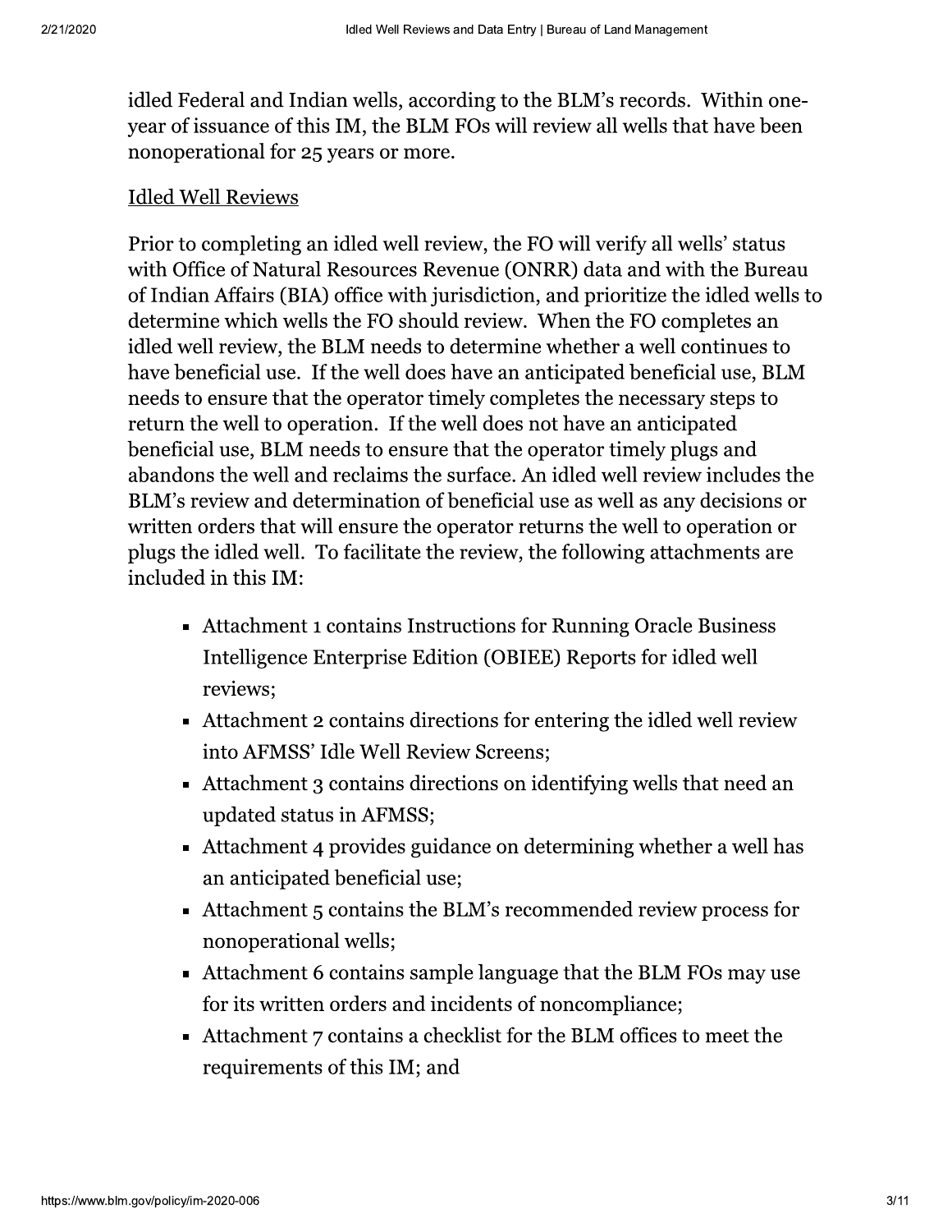idled Federal and Indian wells, according to the BLM's records. Within one-year of issuance of this IM, the BLM FOs will review all wells that have been nonoperational for 25 years or more.

Idled Well Reviews

Prior to completing an idled well review, the FO will verify all wells' status with Office of Natural Resources Revenue (ONRR) data and with the Bureau of Indian Affairs (BIA) office with jurisdiction, and prioritize the idled wells to determine which wells the FO should review. When the FO completes an idled well review, the BLM needs to determine whether a well continues to have beneficial use. If the well does have an anticipated beneficial use, BLM needs to ensure that the operator timely completes the necessary steps to return the well to operation. If the well does not have an anticipated beneficial use, BLM needs to ensure that the operator timely plugs and abandons the well and reclaims the surface. An idled well review includes the BLM's review and determination of beneficial use as well as any decisions or written orders that will ensure the operator returns the well to operation or plugs the idled well. To facilitate the review, the following attachments are included in this IM:

- Attachment 1 contains Instructions for Running Oracle Business Intelligence Enterprise Edition (OBIEE) Reports for idled well reviews;
- Attachment 2 contains directions for entering the idled well review into AFMSS' Idle Well Review Screens;
- Attachment 3 contains directions on identifying wells that need an updated status in AFMSS;
- Attachment 4 provides guidance on determining whether a well has an anticipated beneficial use;
- Attachment 5 contains the BLM's recommended review process for nonoperational wells;
- Attachment 6 contains sample language that the BLM FOs may use for its written orders and incidents of noncompliance;
- Attachment 7 contains a checklist for the BLM offices to meet the requirements of this IM; and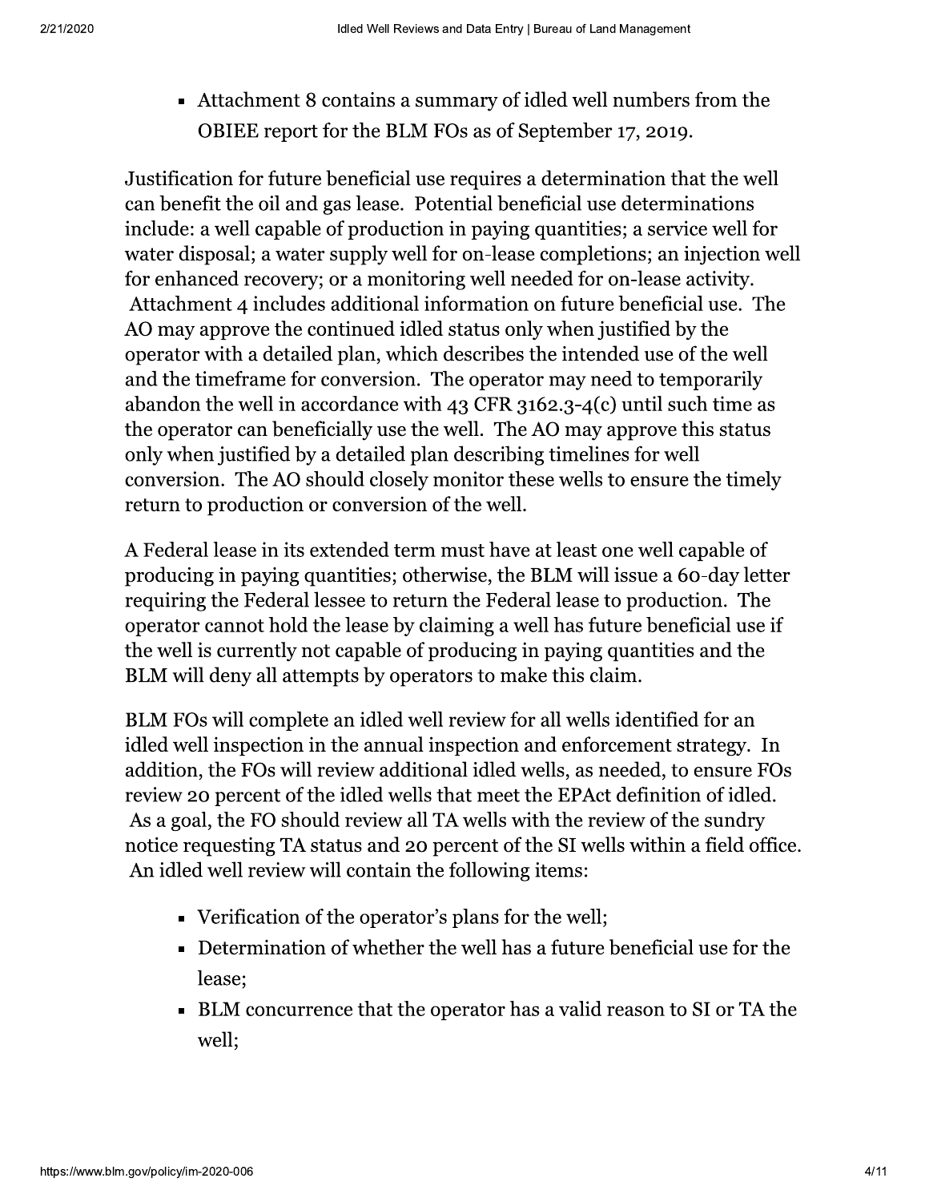- Attachment 8 contains a summary of idled well numbers from the OBIEE report for the BLM FOs as of September 17, 2019.

Justification for future beneficial use requires a determination that the well can benefit the oil and gas lease. Potential beneficial use determinations include: a well capable of production in paying quantities; a service well for water disposal; a water supply well for on-lease completions; an injection well for enhanced recovery; or a monitoring well needed for on-lease activity. Attachment 4 includes additional information on future beneficial use. The AO may approve the continued idled status only when justified by the operator with a detailed plan, which describes the intended use of the well and the timeframe for conversion. The operator may need to temporarily abandon the well in accordance with 43 CFR 3162.3-4(c) until such time as the operator can beneficially use the well. The AO may approve this status only when justified by a detailed plan describing timelines for well conversion. The AO should closely monitor these wells to ensure the timely return to production or conversion of the well.

A Federal lease in its extended term must have at least one well capable of producing in paying quantities; otherwise, the BLM will issue a 60-day letter requiring the Federal lessee to return the Federal lease to production. The operator cannot hold the lease by claiming a well has future beneficial use if the well is currently not capable of producing in paying quantities and the BLM will deny all attempts by operators to make this claim.

BLM FOs will complete an idled well review for all wells identified for an idled well inspection in the annual inspection and enforcement strategy. In addition, the FOs will review additional idled wells, as needed, to ensure FOs review 20 percent of the idled wells that meet the EPAct definition of idled. As a goal, the FO should review all TA wells with the review of the sundry notice requesting TA status and 20 percent of the SI wells within a field office. An idled well review will contain the following items:

- Verification of the operator's plans for the well;
- Determination of whether the well has a future beneficial use for the lease;
- BLM concurrence that the operator has a valid reason to SI or TA the well;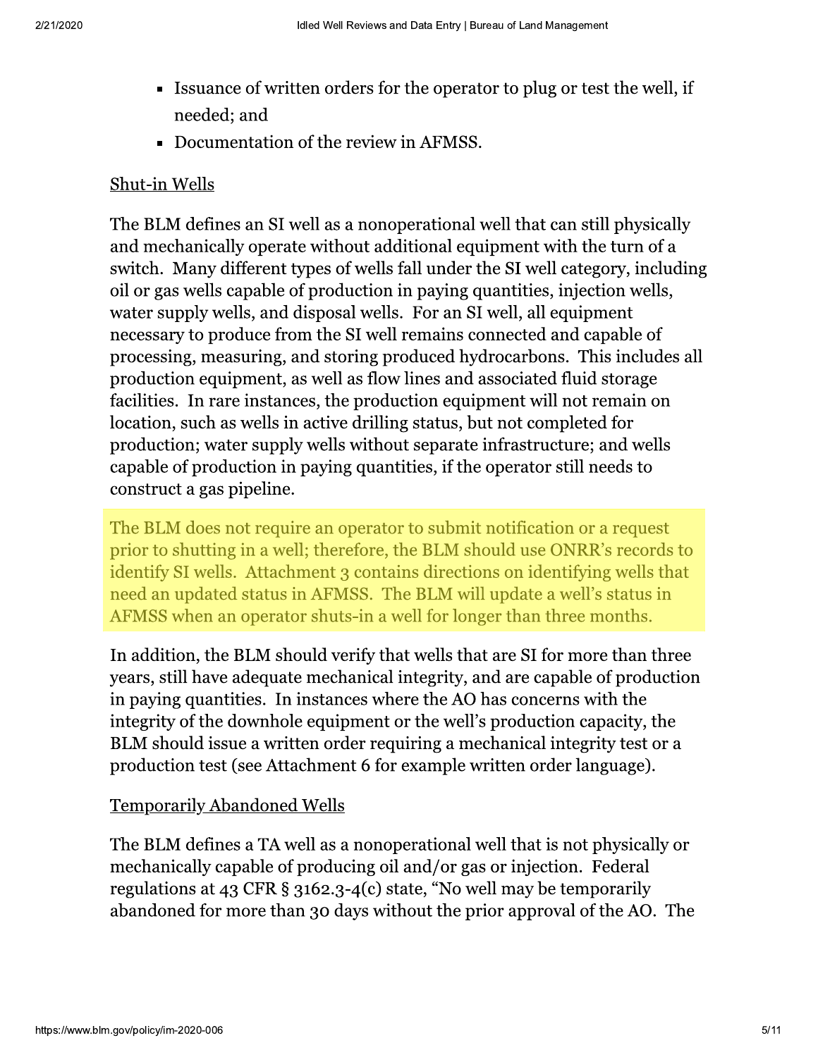- Issuance of written orders for the operator to plug or test the well, if needed; and
- Documentation of the review in AFMSS.

Shut-in Wells

The BLM defines an SI well as a nonoperational well that can still physically and mechanically operate without additional equipment with the turn of a switch. Many different types of wells fall under the SI well category, including oil or gas wells capable of production in paying quantities, injection wells, water supply wells, and disposal wells. For an SI well, all equipment necessary to produce from the SI well remains connected and capable of processing, measuring, and storing produced hydrocarbons. This includes all production equipment, as well as flow lines and associated fluid storage facilities. In rare instances, the production equipment will not remain on location, such as wells in active drilling status, but not completed for production; water supply wells without separate infrastructure; and wells capable of production in paying quantities, if the operator still needs to construct a gas pipeline.

The BLM does not require an operator to submit notification or a request prior to shutting in a well; therefore, the BLM should use ONRR's records to identify SI wells. Attachment 3 contains directions on identifying wells that need an updated status in AFMSS. The BLM will update a well's status in AFMSS when an operator shuts-in a well for longer than three months.

In addition, the BLM should verify that wells that are SI for more than three years, still have adequate mechanical integrity, and are capable of production in paying quantities. In instances where the AO has concerns with the integrity of the downhole equipment or the well's production capacity, the BLM should issue a written order requiring a mechanical integrity test or a production test (see Attachment 6 for example written order language).

Temporarily Abandoned Wells

The BLM defines a TA well as a nonoperational well that is not physically or mechanically capable of producing oil and/or gas or injection. Federal regulations at 43 CFR § 3162.3-4(c) state, "No well may be temporarily abandoned for more than 30 days without the prior approval of the AO. The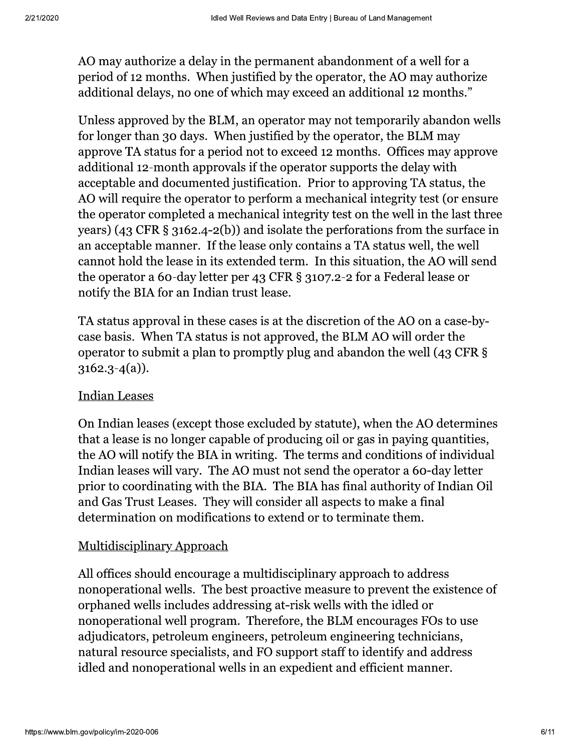AO may authorize a delay in the permanent abandonment of a well for a period of 12 months. When justified by the operator, the AO may authorize additional delays, no one of which may exceed an additional 12 months."

Unless approved by the BLM, an operator may not temporarily abandon wells for longer than 30 days. When justified by the operator, the BLM may approve TA status for a period not to exceed 12 months. Offices may approve additional 12-month approvals if the operator supports the delay with acceptable and documented justification. Prior to approving TA status, the AO will require the operator to perform a mechanical integrity test (or ensure the operator completed a mechanical integrity test on the well in the last three years) (43 CFR § 3162.4-2(b)) and isolate the perforations from the surface in an acceptable manner. If the lease only contains a TA status well, the well cannot hold the lease in its extended term. In this situation, the AO will send the operator a 60-day letter per 43 CFR § 3107.2-2 for a Federal lease or notify the BIA for an Indian trust lease.

TA status approval in these cases is at the discretion of the AO on a case-by-case basis. When TA status is not approved, the BLM AO will order the operator to submit a plan to promptly plug and abandon the well (43 CFR § 3162.3-4(a)).

Indian Leases

On Indian leases (except those excluded by statute), when the AO determines that a lease is no longer capable of producing oil or gas in paying quantities, the AO will notify the BIA in writing. The terms and conditions of individual Indian leases will vary. The AO must not send the operator a 60-day letter prior to coordinating with the BIA. The BIA has final authority of Indian Oil and Gas Trust Leases. They will consider all aspects to make a final determination on modifications to extend or to terminate them.

Multidisciplinary Approach

All offices should encourage a multidisciplinary approach to address nonoperational wells. The best proactive measure to prevent the existence of orphaned wells includes addressing at-risk wells with the idled or nonoperational well program. Therefore, the BLM encourages FOs to use adjudicators, petroleum engineers, petroleum engineering technicians, natural resource specialists, and FO support staff to identify and address idled and nonoperational wells in an expedient and efficient manner.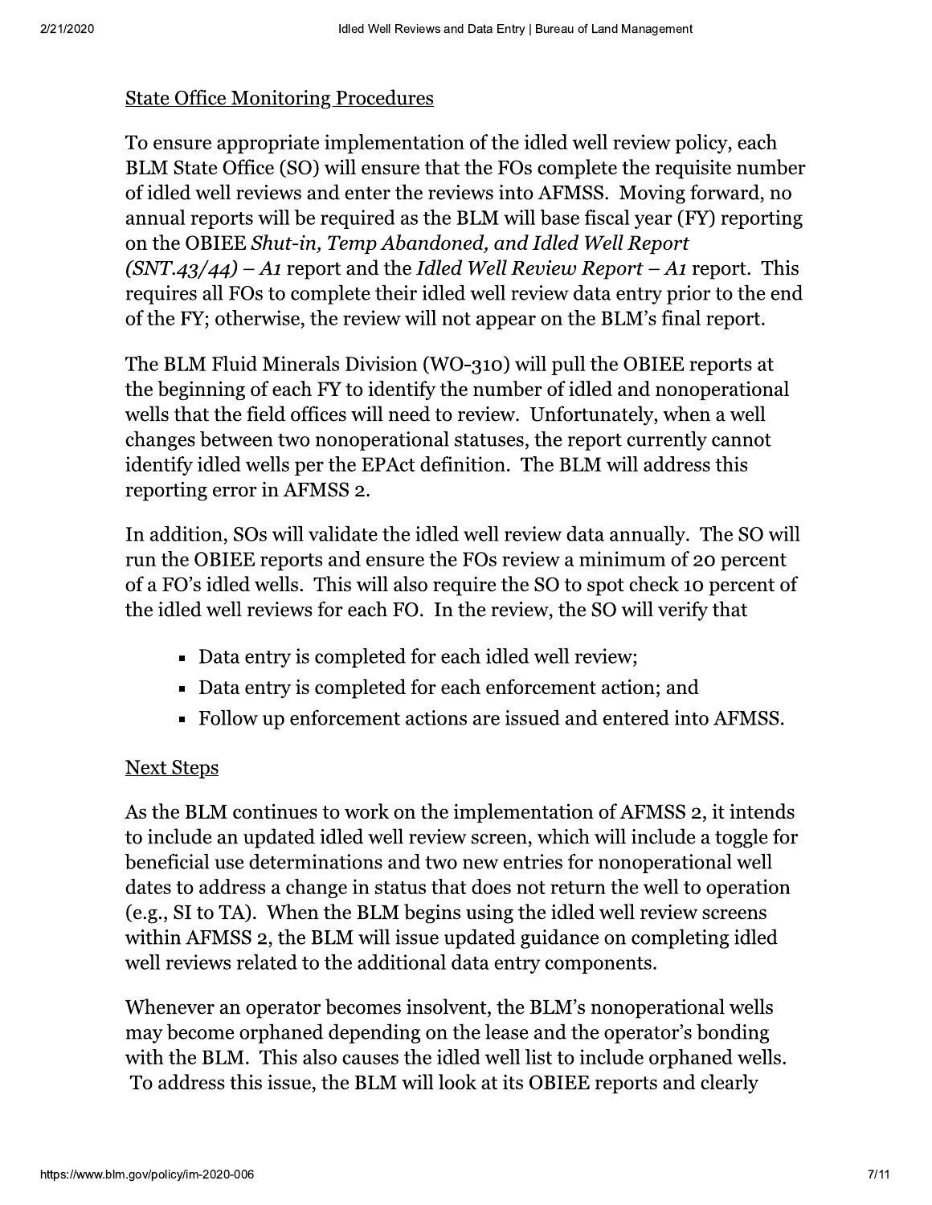State Office Monitoring Procedures

To ensure appropriate implementation of the idled well review policy, each BLM State Office (SO) will ensure that the FOs complete the requisite number of idled well reviews and enter the reviews into AFMSS. Moving forward, no annual reports will be required as the BLM will base fiscal year (FY) reporting on the OBIEE *Shut-in, Temp Abandoned, and Idled Well Report (SNT.43/44) – A1* report and the *Idled Well Review Report – A1* report. This requires all FOs to complete their idled well review data entry prior to the end of the FY; otherwise, the review will not appear on the BLM's final report.

The BLM Fluid Minerals Division (WO-310) will pull the OBIEE reports at the beginning of each FY to identify the number of idled and nonoperational wells that the field offices will need to review. Unfortunately, when a well changes between two nonoperational statuses, the report currently cannot identify idled wells per the EPAct definition. The BLM will address this reporting error in AFMSS 2.

In addition, SOs will validate the idled well review data annually. The SO will run the OBIEE reports and ensure the FOs review a minimum of 20 percent of a FO's idled wells. This will also require the SO to spot check 10 percent of the idled well reviews for each FO. In the review, the SO will verify that

- Data entry is completed for each idled well review;
- Data entry is completed for each enforcement action; and
- Follow up enforcement actions are issued and entered into AFMSS.

Next Steps

As the BLM continues to work on the implementation of AFMSS 2, it intends to include an updated idled well review screen, which will include a toggle for beneficial use determinations and two new entries for nonoperational well dates to address a change in status that does not return the well to operation (e.g., SI to TA). When the BLM begins using the idled well review screens within AFMSS 2, the BLM will issue updated guidance on completing idled well reviews related to the additional data entry components.

Whenever an operator becomes insolvent, the BLM's nonoperational wells may become orphaned depending on the lease and the operator's bonding with the BLM. This also causes the idled well list to include orphaned wells. To address this issue, the BLM will look at its OBIEE reports and clearly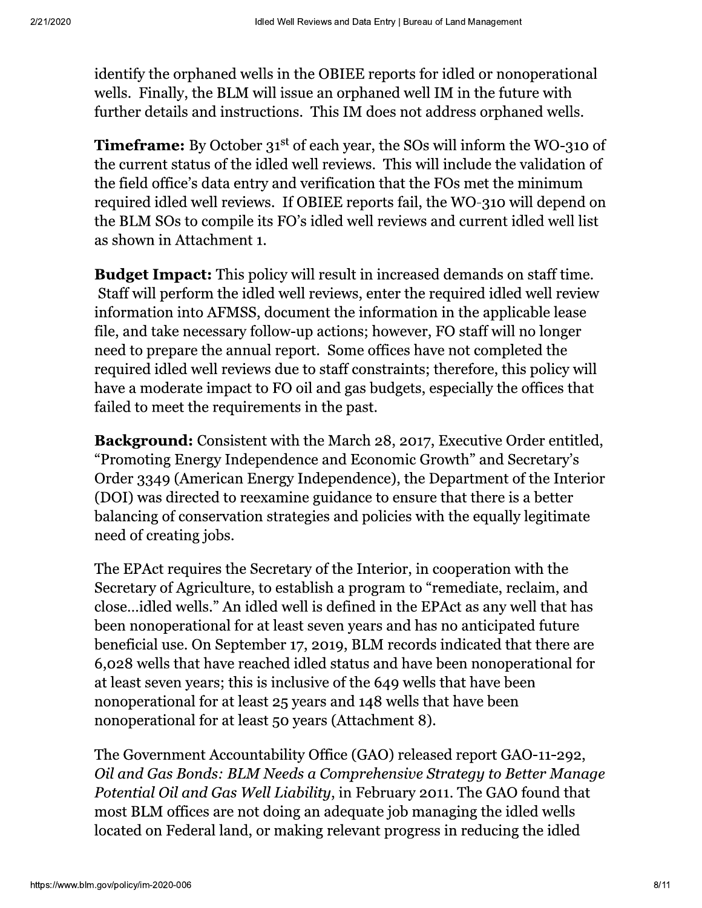identify the orphaned wells in the OBIEE reports for idled or nonoperational wells. Finally, the BLM will issue an orphaned well IM in the future with further details and instructions. This IM does not address orphaned wells.

**Timeframe:** By October 31st of each year, the SOs will inform the WO-310 of the current status of the idled well reviews. This will include the validation of the field office's data entry and verification that the FOs met the minimum required idled well reviews. If OBIEE reports fail, the WO-310 will depend on the BLM SOs to compile its FO's idled well reviews and current idled well list as shown in Attachment 1.

**Budget Impact:** This policy will result in increased demands on staff time. Staff will perform the idled well reviews, enter the required idled well review information into AFMSS, document the information in the applicable lease file, and take necessary follow-up actions; however, FO staff will no longer need to prepare the annual report. Some offices have not completed the required idled well reviews due to staff constraints; therefore, this policy will have a moderate impact to FO oil and gas budgets, especially the offices that failed to meet the requirements in the past.

**Background:** Consistent with the March 28, 2017, Executive Order entitled, "Promoting Energy Independence and Economic Growth" and Secretary's Order 3349 (American Energy Independence), the Department of the Interior (DOI) was directed to reexamine guidance to ensure that there is a better balancing of conservation strategies and policies with the equally legitimate need of creating jobs.

The EPAct requires the Secretary of the Interior, in cooperation with the Secretary of Agriculture, to establish a program to "remediate, reclaim, and close…idled wells." An idled well is defined in the EPAct as any well that has been nonoperational for at least seven years and has no anticipated future beneficial use. On September 17, 2019, BLM records indicated that there are 6,028 wells that have reached idled status and have been nonoperational for at least seven years; this is inclusive of the 649 wells that have been nonoperational for at least 25 years and 148 wells that have been nonoperational for at least 50 years (Attachment 8).

The Government Accountability Office (GAO) released report GAO-11-292, *Oil and Gas Bonds: BLM Needs a Comprehensive Strategy to Better Manage Potential Oil and Gas Well Liability*, in February 2011. The GAO found that most BLM offices are not doing an adequate job managing the idled wells located on Federal land, or making relevant progress in reducing the idled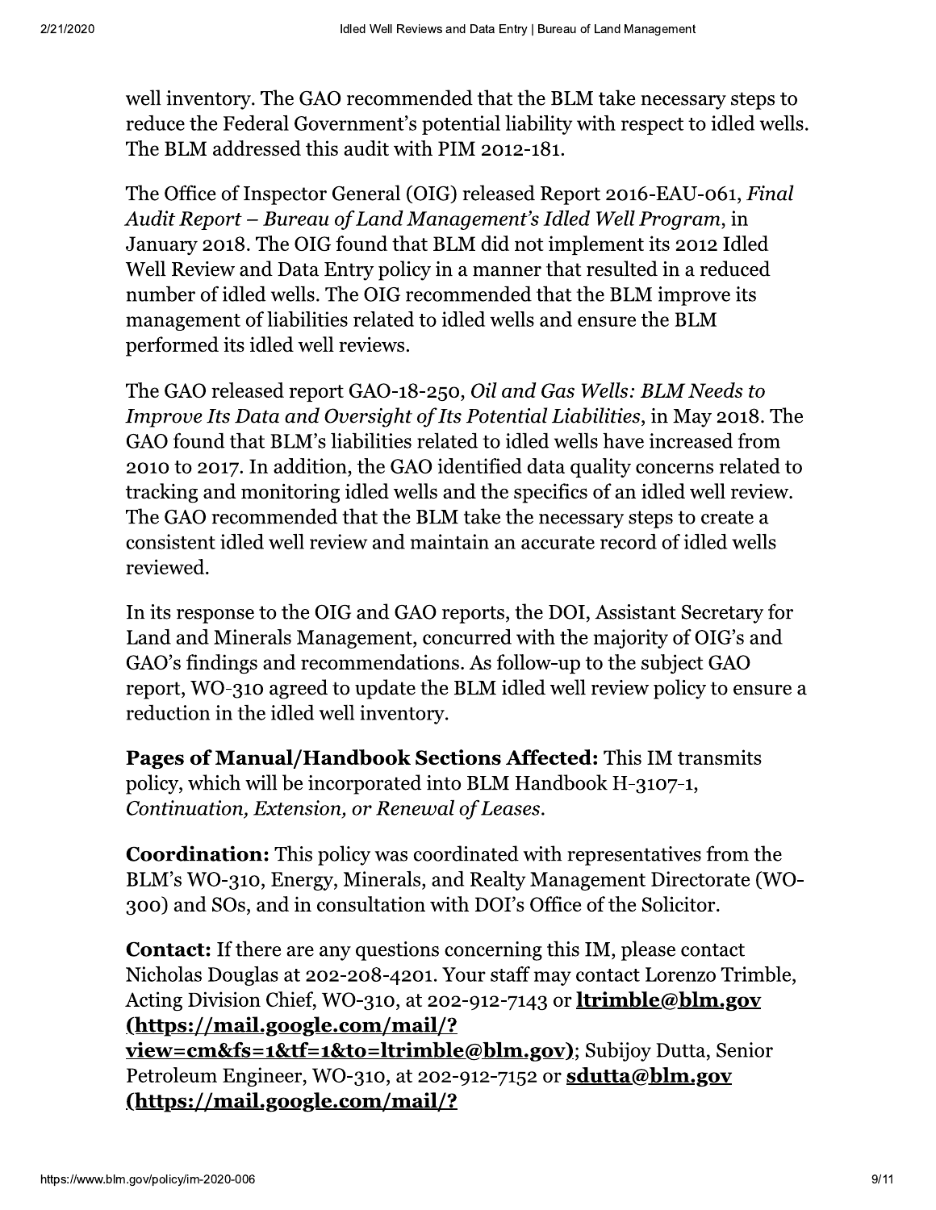well inventory. The GAO recommended that the BLM take necessary steps to reduce the Federal Government's potential liability with respect to idled wells. The BLM addressed this audit with PIM 2012-181.

The Office of Inspector General (OIG) released Report 2016-EAU-061, *Final Audit Report – Bureau of Land Management's Idled Well Program*, in January 2018. The OIG found that BLM did not implement its 2012 Idled Well Review and Data Entry policy in a manner that resulted in a reduced number of idled wells. The OIG recommended that the BLM improve its management of liabilities related to idled wells and ensure the BLM performed its idled well reviews.

The GAO released report GAO-18-250, *Oil and Gas Wells: BLM Needs to Improve Its Data and Oversight of Its Potential Liabilities*, in May 2018. The GAO found that BLM's liabilities related to idled wells have increased from 2010 to 2017. In addition, the GAO identified data quality concerns related to tracking and monitoring idled wells and the specifics of an idled well review. The GAO recommended that the BLM take the necessary steps to create a consistent idled well review and maintain an accurate record of idled wells reviewed.

In its response to the OIG and GAO reports, the DOI, Assistant Secretary for Land and Minerals Management, concurred with the majority of OIG's and GAO's findings and recommendations. As follow-up to the subject GAO report, WO-310 agreed to update the BLM idled well review policy to ensure a reduction in the idled well inventory.

**Pages of Manual/Handbook Sections Affected:** This IM transmits policy, which will be incorporated into BLM Handbook H-3107-1, *Continuation, Extension, or Renewal of Leases*.

**Coordination:** This policy was coordinated with representatives from the BLM's WO-310, Energy, Minerals, and Realty Management Directorate (WO-300) and SOs, and in consultation with DOI's Office of the Solicitor.

**Contact:** If there are any questions concerning this IM, please contact Nicholas Douglas at 202-208-4201. Your staff may contact Lorenzo Trimble, Acting Division Chief, WO-310, at 202-912-7143 or **ltrimble@blm.gov (https://mail.google.com/mail/?view=cm&fs=1&tf=1&to=ltrimble@blm.gov)**; Subijoy Dutta, Senior Petroleum Engineer, WO-310, at 202-912-7152 or **sdutta@blm.gov (https://mail.google.com/mail/?**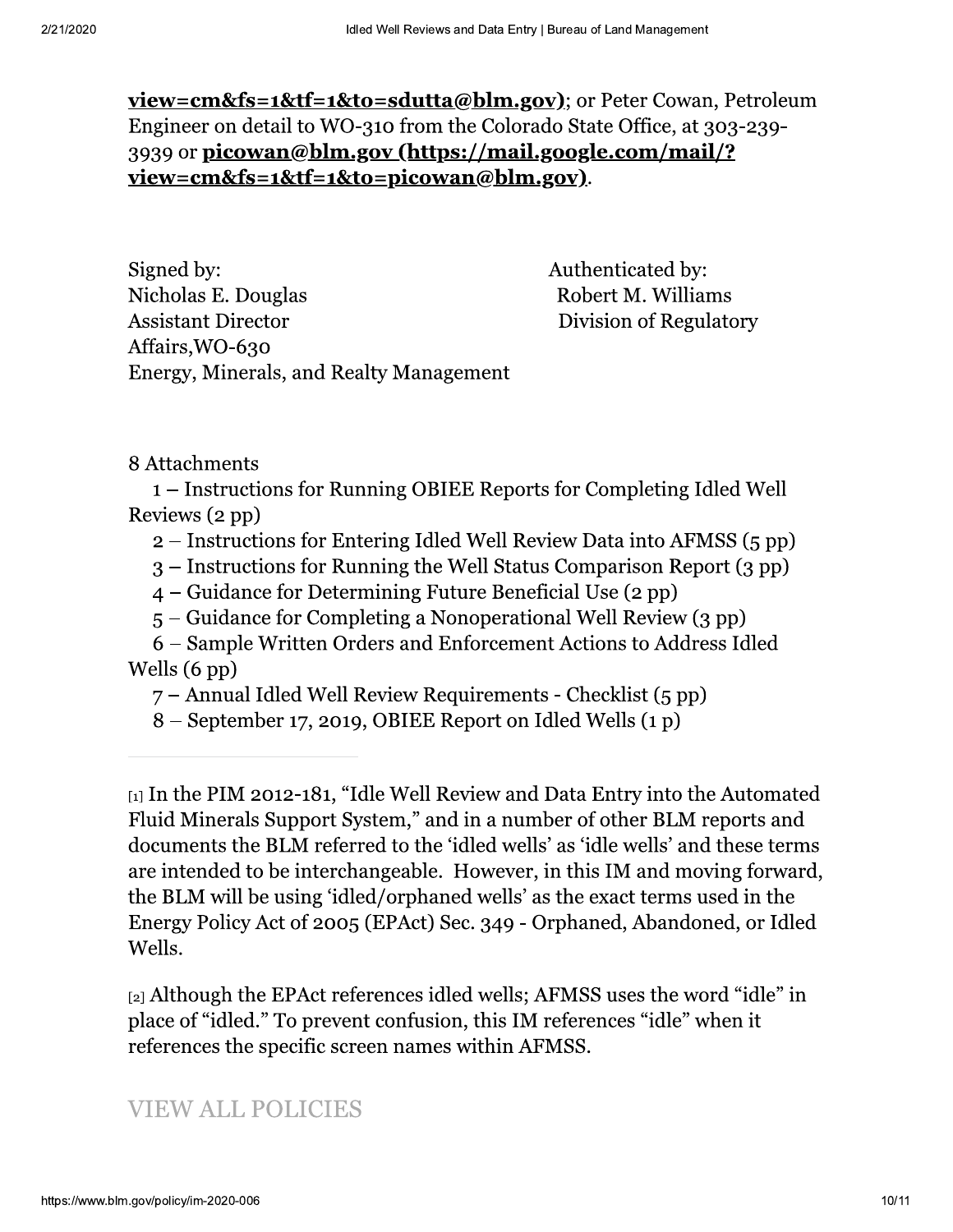**view=cm&fs=1&tf=1&to=sdutta@blm.gov)**; or Peter Cowan, Petroleum Engineer on detail to WO-310 from the Colorado State Office, at 303-239-3939 or **picowan@blm.gov (https://mail.google.com/mail/?view=cm&fs=1&tf=1&to=picowan@blm.gov)**.

Signed by:
Nicholas E. Douglas
Assistant Director
Affairs,WO-630
Energy, Minerals, and Realty Management

Authenticated by:
Robert M. Williams
Division of Regulatory

8 Attachments

1 – Instructions for Running OBIEE Reports for Completing Idled Well Reviews (2 pp)
2 – Instructions for Entering Idled Well Review Data into AFMSS (5 pp)
3 – Instructions for Running the Well Status Comparison Report (3 pp)
4 – Guidance for Determining Future Beneficial Use (2 pp)
5 – Guidance for Completing a Nonoperational Well Review (3 pp)
6 – Sample Written Orders and Enforcement Actions to Address Idled Wells (6 pp)
7 – Annual Idled Well Review Requirements - Checklist (5 pp)
8 – September 17, 2019, OBIEE Report on Idled Wells (1 p)

---

[1] In the PIM 2012-181, "Idle Well Review and Data Entry into the Automated Fluid Minerals Support System," and in a number of other BLM reports and documents the BLM referred to the 'idled wells' as 'idle wells' and these terms are intended to be interchangeable. However, in this IM and moving forward, the BLM will be using 'idled/orphaned wells' as the exact terms used in the Energy Policy Act of 2005 (EPAct) Sec. 349 - Orphaned, Abandoned, or Idled Wells.

[2] Although the EPAct references idled wells; AFMSS uses the word "idle" in place of "idled." To prevent confusion, this IM references "idle" when it references the specific screen names within AFMSS.

VIEW ALL POLICIES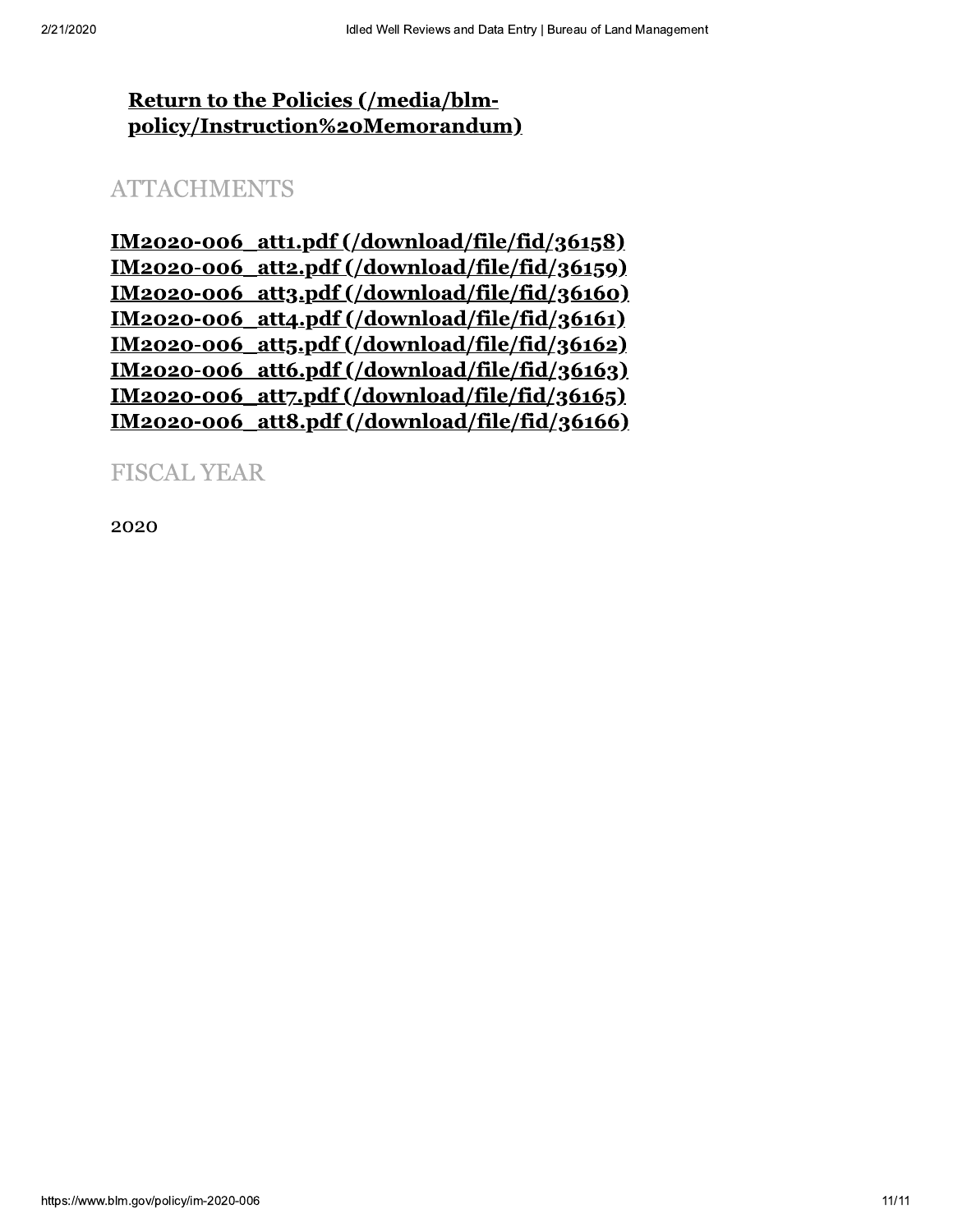**Return to the Policies (/media/blm-policy/Instruction%20Memorandum)**

## ATTACHMENTS

**IM2020-006_att1.pdf (/download/file/fid/36158)**
**IM2020-006_att2.pdf (/download/file/fid/36159)**
**IM2020-006_att3.pdf (/download/file/fid/36160)**
**IM2020-006_att4.pdf (/download/file/fid/36161)**
**IM2020-006_att5.pdf (/download/file/fid/36162)**
**IM2020-006_att6.pdf (/download/file/fid/36163)**
**IM2020-006_att7.pdf (/download/file/fid/36165)**
**IM2020-006_att8.pdf (/download/file/fid/36166)**

## FISCAL YEAR

2020